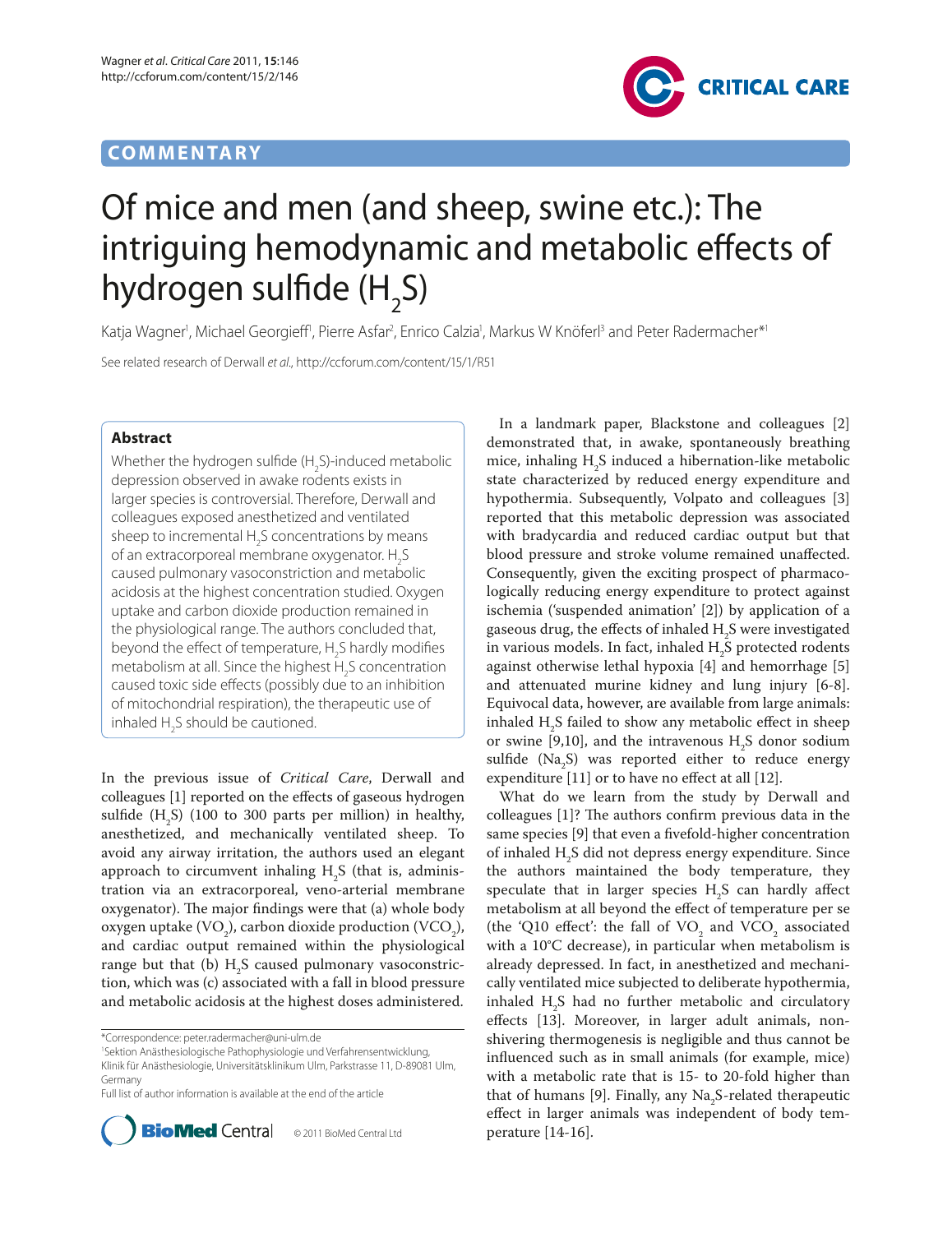COMMENTARY

# Of mice and men (and sheep, swine etc.): The intriguing hemodynamic and metabolic effects of hydrogen sulfide ($H_2S$)

Katja Wagner[1], Michael Georgieff[1], Pierre Asfar[2], Enrico Calzia[1], Markus W Knöferl[3] and Peter Radermacher*[1]

See related research of Derwall *et al.*, http://ccforum.com/content/15/1/R51

## Abstract

Whether the hydrogen sulfide ($H_2S$)-induced metabolic depression observed in awake rodents exists in larger species is controversial. Therefore, Derwall and colleagues exposed anesthetized and ventilated sheep to incremental $H_2S$ concentrations by means of an extracorporeal membrane oxygenator. $H_2S$ caused pulmonary vasoconstriction and metabolic acidosis at the highest concentration studied. Oxygen uptake and carbon dioxide production remained in the physiological range. The authors concluded that, beyond the effect of temperature, $H_2S$ hardly modifies metabolism at all. Since the highest $H_2S$ concentration caused toxic side effects (possibly due to an inhibition of mitochondrial respiration), the therapeutic use of inhaled $H_2S$ should be cautioned.

In the previous issue of *Critical Care*, Derwall and colleagues [1] reported on the effects of gaseous hydrogen sulfide ($H_2S$) (100 to 300 parts per million) in healthy, anesthetized, and mechanically ventilated sheep. To avoid any airway irritation, the authors used an elegant approach to circumvent inhaling $H_2S$ (that is, administration via an extracorporeal, veno-arterial membrane oxygenator). The major findings were that (a) whole body oxygen uptake ($VO_2$), carbon dioxide production ($VCO_2$), and cardiac output remained within the physiological range but that (b) $H_2S$ caused pulmonary vasoconstriction, which was (c) associated with a fall in blood pressure and metabolic acidosis at the highest doses administered.

In a landmark paper, Blackstone and colleagues [2] demonstrated that, in awake, spontaneously breathing mice, inhaling $H_2S$ induced a hibernation-like metabolic state characterized by reduced energy expenditure and hypothermia. Subsequently, Volpato and colleagues [3] reported that this metabolic depression was associated with bradycardia and reduced cardiac output but that blood pressure and stroke volume remained unaffected. Consequently, given the exciting prospect of pharmacologically reducing energy expenditure to protect against ischemia ('suspended animation' [2]) by application of a gaseous drug, the effects of inhaled $H_2S$ were investigated in various models. In fact, inhaled $H_2S$ protected rodents against otherwise lethal hypoxia [4] and hemorrhage [5] and attenuated murine kidney and lung injury [6-8]. Equivocal data, however, are available from large animals: inhaled $H_2S$ failed to show any metabolic effect in sheep or swine [9,10], and the intravenous $H_2S$ donor sodium sulfide ($Na_2S$) was reported either to reduce energy expenditure [11] or to have no effect at all [12].

What do we learn from the study by Derwall and colleagues [1]? The authors confirm previous data in the same species [9] that even a fivefold-higher concentration of inhaled $H_2S$ did not depress energy expenditure. Since the authors maintained the body temperature, they speculate that in larger species $H_2S$ can hardly affect metabolism at all beyond the effect of temperature per se (the 'Q10 effect': the fall of $VO_2$ and $VCO_2$ associated with a 10°C decrease), in particular when metabolism is already depressed. In fact, in anesthetized and mechanically ventilated mice subjected to deliberate hypothermia, inhaled $H_2S$ had no further metabolic and circulatory effects [13]. Moreover, in larger adult animals, non-shivering thermogenesis is negligible and thus cannot be influenced such as in small animals (for example, mice) with a metabolic rate that is 15- to 20-fold higher than that of humans [9]. Finally, any $Na_2S$-related therapeutic effect in larger animals was independent of body temperature [14-16].

*Correspondence: peter.radermacher@uni-ulm.de
[1]Sektion Anästhesiologische Pathophysiologie und Verfahrensentwicklung, Klinik für Anästhesiologie, Universitätsklinikum Ulm, Parkstrasse 11, D-89081 Ulm, Germany
Full list of author information is available at the end of the article

© 2011 BioMed Central Ltd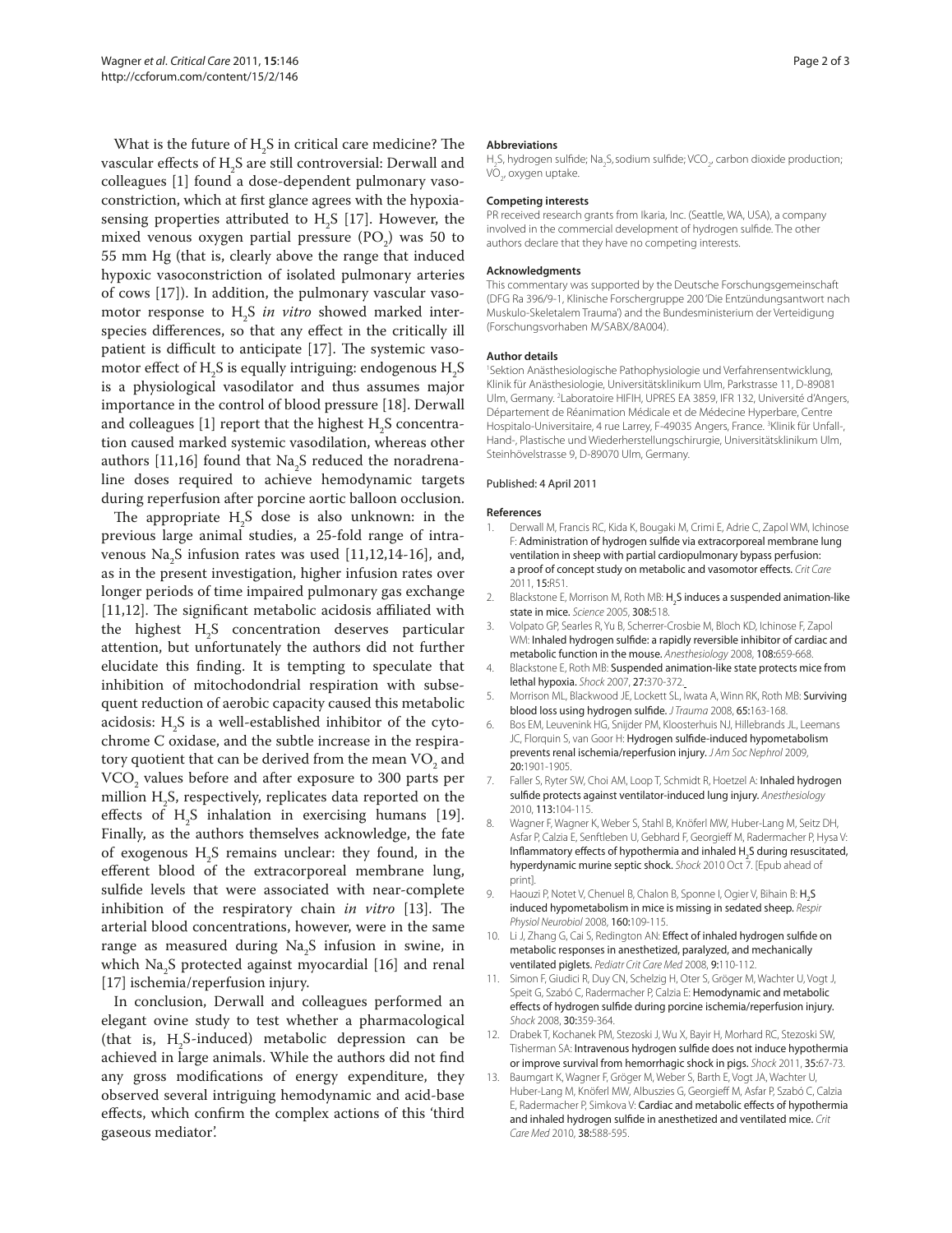What is the future of $H_2S$ in critical care medicine? The vascular effects of $H_2S$ are still controversial: Derwall and colleagues [1] found a dose-dependent pulmonary vasoconstriction, which at first glance agrees with the hypoxia-sensing properties attributed to $H_2S$ [17]. However, the mixed venous oxygen partial pressure ($PO_2$) was 50 to 55 mm Hg (that is, clearly above the range that induced hypoxic vasoconstriction of isolated pulmonary arteries of cows [17]). In addition, the pulmonary vascular vasomotor response to $H_2S$ *in vitro* showed marked inter-species differences, so that any effect in the critically ill patient is difficult to anticipate [17]. The systemic vasomotor effect of $H_2S$ is equally intriguing: endogenous $H_2S$ is a physiological vasodilator and thus assumes major importance in the control of blood pressure [18]. Derwall and colleagues [1] report that the highest $H_2S$ concentration caused marked systemic vasodilation, whereas other authors [11,16] found that $Na_2S$ reduced the noradrenaline doses required to achieve hemodynamic targets during reperfusion after porcine aortic balloon occlusion.

The appropriate $H_2S$ dose is also unknown: in the previous large animal studies, a 25-fold range of intravenous $Na_2S$ infusion rates was used [11,12,14-16], and, as in the present investigation, higher infusion rates over longer periods of time impaired pulmonary gas exchange [11,12]. The significant metabolic acidosis affiliated with the highest $H_2S$ concentration deserves particular attention, but unfortunately the authors did not further elucidate this finding. It is tempting to speculate that inhibition of mitochodondrial respiration with subsequent reduction of aerobic capacity caused this metabolic acidosis: $H_2S$ is a well-established inhibitor of the cytochrome C oxidase, and the subtle increase in the respiratory quotient that can be derived from the mean $VO_2$ and $VCO_2$ values before and after exposure to 300 parts per million $H_2S$, respectively, replicates data reported on the effects of $H_2S$ inhalation in exercising humans [19]. Finally, as the authors themselves acknowledge, the fate of exogenous $H_2S$ remains unclear: they found, in the efferent blood of the extracorporeal membrane lung, sulfide levels that were associated with near-complete inhibition of the respiratory chain *in vitro* [13]. The arterial blood concentrations, however, were in the same range as measured during $Na_2S$ infusion in swine, in which $Na_2S$ protected against myocardial [16] and renal [17] ischemia/reperfusion injury.

In conclusion, Derwall and colleagues performed an elegant ovine study to test whether a pharmacological (that is, $H_2S$-induced) metabolic depression can be achieved in large animals. While the authors did not find any gross modifications of energy expenditure, they observed several intriguing hemodynamic and acid-base effects, which confirm the complex actions of this 'third gaseous mediator'.

#### Abbreviations

$H_2S$, hydrogen sulfide; $Na_2S$, sodium sulfide; $VCO_2$, carbon dioxide production; $VO_2$, oxygen uptake.

#### Competing interests

PR received research grants from Ikaria, Inc. (Seattle, WA, USA), a company involved in the commercial development of hydrogen sulfide. The other authors declare that they have no competing interests.

#### Acknowledgments

This commentary was supported by the Deutsche Forschungsgemeinschaft (DFG Ra 396/9-1, Klinische Forschergruppe 200 'Die Entzündungsantwort nach Muskulo-Skeletalem Trauma') and the Bundesministerium der Verteidigung (Forschungsvorhaben M/SABX/8A004).

#### Author details

[1]Sektion Anästhesiologische Pathophysiologie und Verfahrensentwicklung, Klinik für Anästhesiologie, Universitätsklinikum Ulm, Parkstrasse 11, D-89081 Ulm, Germany. [2]Laboratoire HIFIH, UPRES EA 3859, IFR 132, Université d'Angers, Département de Réanimation Médicale et de Médecine Hyperbare, Centre Hospitalo-Universitaire, 4 rue Larrey, F-49035 Angers, France. [3]Klinik für Unfall-, Hand-, Plastische und Wiederherstellungschirurgie, Universitätsklinikum Ulm, Steinhövelstrasse 9, D-89070 Ulm, Germany.

Published: 4 April 2011

#### References

1. Derwall M, Francis RC, Kida K, Bougaki M, Crimi E, Adrie C, Zapol WM, Ichinose F: **Administration of hydrogen sulfide via extracorporeal membrane lung ventilation in sheep with partial cardiopulmonary bypass perfusion: a proof of concept study on metabolic and vasomotor effects.** *Crit Care* 2011, **15:**R51.
2. Blackstone E, Morrison M, Roth MB: **$H_2S$ induces a suspended animation-like state in mice.** *Science* 2005, **308:**518.
3. Volpato GP, Searles R, Yu B, Scherrer-Crosbie M, Bloch KD, Ichinose F, Zapol WM: **Inhaled hydrogen sulfide: a rapidly reversible inhibitor of cardiac and metabolic function in the mouse.** *Anesthesiology* 2008, **108:**659-668.
4. Blackstone E, Roth MB: **Suspended animation-like state protects mice from lethal hypoxia.** *Shock* 2007, **27:**370-372.
5. Morrison ML, Blackwood JE, Lockett SL, Iwata A, Winn RK, Roth MB: **Surviving blood loss using hydrogen sulfide.** *J Trauma* 2008, **65:**163-168.
6. Bos EM, Leuvenink HG, Snijder PM, Kloosterhuis NJ, Hillebrands JL, Leemans JC, Florquin S, van Goor H: **Hydrogen sulfide-induced hypometabolism prevents renal ischemia/reperfusion injury.** *J Am Soc Nephrol* 2009, **20:**1901-1905.
7. Faller S, Ryter SW, Choi AM, Loop T, Schmidt R, Hoetzel A: **Inhaled hydrogen sulfide protects against ventilator-induced lung injury.** *Anesthesiology* 2010, **113:**104-115.
8. Wagner F, Wagner K, Weber S, Stahl B, Knöferl MW, Huber-Lang M, Seitz DH, Asfar P, Calzia E, Senftleben U, Gebhard F, Georgieff M, Radermacher P, Hysa V: **Inflammatory effects of hypothermia and inhaled $H_2S$ during resuscitated, hyperdynamic murine septic shock.** *Shock* 2010 Oct 7. [Epub ahead of print].
9. Haouzi P, Notet V, Chenuel B, Chalon B, Sponne I, Ogier V, Bihain B: **$H_2S$ induced hypometabolism in mice is missing in sedated sheep.** *Respir Physiol Neurobiol* 2008, **160:**109-115.
10. Li J, Zhang G, Cai S, Redington AN: **Effect of inhaled hydrogen sulfide on metabolic responses in anesthetized, paralyzed, and mechanically ventilated piglets.** *Pediatr Crit Care Med* 2008, **9:**110-112.
11. Simon F, Giudici R, Duy CN, Schelzig H, Oter S, Gröger M, Wachter U, Vogt J, Speit G, Szabó C, Radermacher P, Calzia E: **Hemodynamic and metabolic effects of hydrogen sulfide during porcine ischemia/reperfusion injury.** *Shock* 2008, **30:**359-364.
12. Drabek T, Kochanek PM, Stezoski J, Wu X, Bayir H, Morhard RC, Stezoski SW, Tisherman SA: **Intravenous hydrogen sulfide does not induce hypothermia or improve survival from hemorrhagic shock in pigs.** *Shock* 2011, **35:**67-73.
13. Baumgart K, Wagner F, Gröger M, Weber S, Barth E, Vogt JA, Wachter U, Huber-Lang M, Knöferl MW, Albuszies G, Georgieff M, Asfar P, Szabó C, Calzia E, Radermacher P, Simkova V: **Cardiac and metabolic effects of hypothermia and inhaled hydrogen sulfide in anesthetized and ventilated mice.** *Crit Care Med* 2010, **38:**588-595.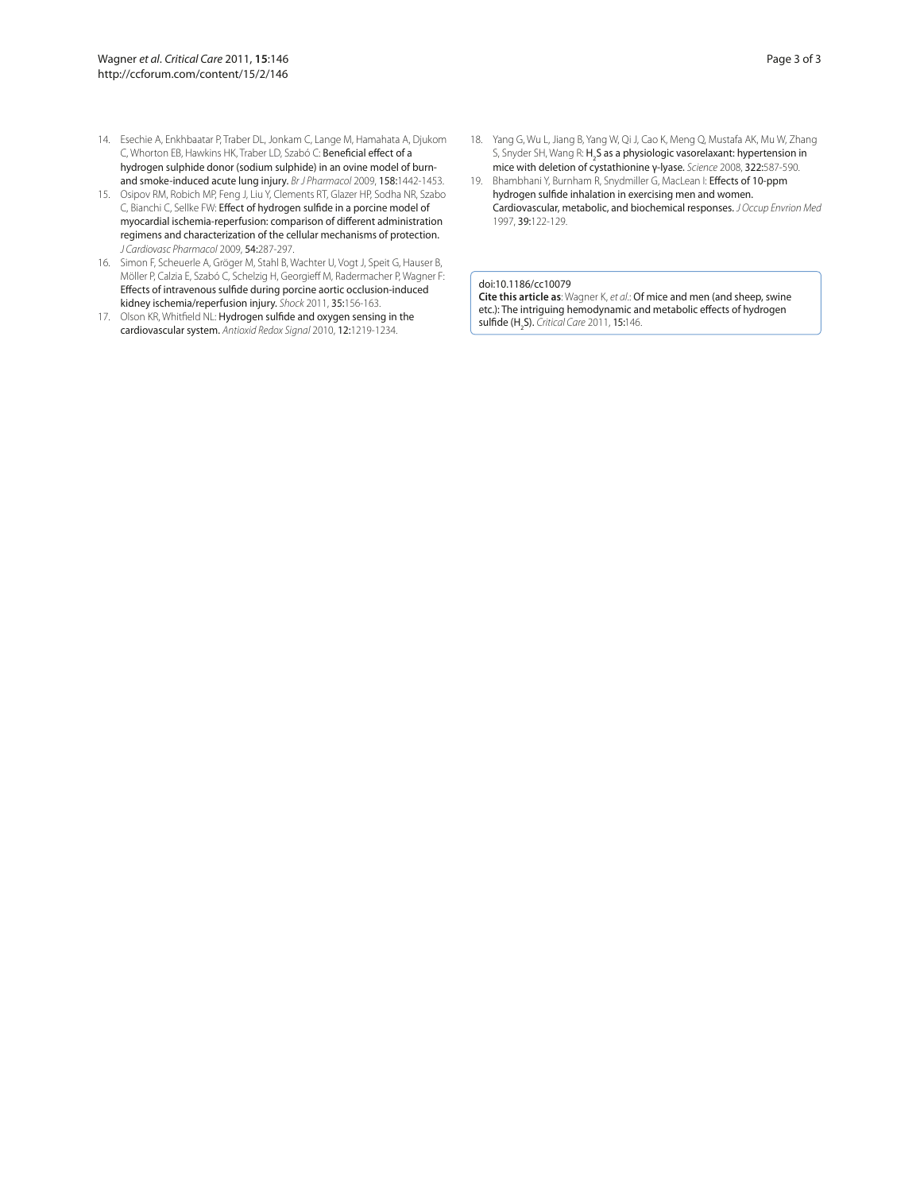14. Esechie A, Enkhbaatar P, Traber DL, Jonkam C, Lange M, Hamahata A, Djukom C, Whorton EB, Hawkins HK, Traber LD, Szabó C: **Beneficial effect of a hydrogen sulphide donor (sodium sulphide) in an ovine model of burn- and smoke-induced acute lung injury.** *Br J Pharmacol* 2009, **158:**1442-1453.
15. Osipov RM, Robich MP, Feng J, Liu Y, Clements RT, Glazer HP, Sodha NR, Szabo C, Bianchi C, Sellke FW: **Effect of hydrogen sulfide in a porcine model of myocardial ischemia-reperfusion: comparison of different administration regimens and characterization of the cellular mechanisms of protection.** *J Cardiovasc Pharmacol* 2009, **54:**287-297.
16. Simon F, Scheuerle A, Gröger M, Stahl B, Wachter U, Vogt J, Speit G, Hauser B, Möller P, Calzia E, Szabó C, Schelzig H, Georgieff M, Radermacher P, Wagner F: **Effects of intravenous sulfide during porcine aortic occlusion-induced kidney ischemia/reperfusion injury.** *Shock* 2011, **35:**156-163.
17. Olson KR, Whitfield NL: **Hydrogen sulfide and oxygen sensing in the cardiovascular system.** *Antioxid Redox Signal* 2010, **12:**1219-1234.
18. Yang G, Wu L, Jiang B, Yang W, Qi J, Cao K, Meng Q, Mustafa AK, Mu W, Zhang S, Snyder SH, Wang R: **$H_2S$ as a physiologic vasorelaxant: hypertension in mice with deletion of cystathionine γ-lyase.** *Science* 2008, **322:**587-590.
19. Bhambhani Y, Burnham R, Snydmiller G, MacLean I: **Effects of 10-ppm hydrogen sulfide inhalation in exercising men and women. Cardiovascular, metabolic, and biochemical responses.** *J Occup Envrion Med* 1997, **39:**122-129.

doi:10.1186/cc10079

**Cite this article as**: Wagner K, *et al.*: Of mice and men (and sheep, swine etc.): The intriguing hemodynamic and metabolic effects of hydrogen sulfide ($H_2S$). *Critical Care* 2011, **15:**146.